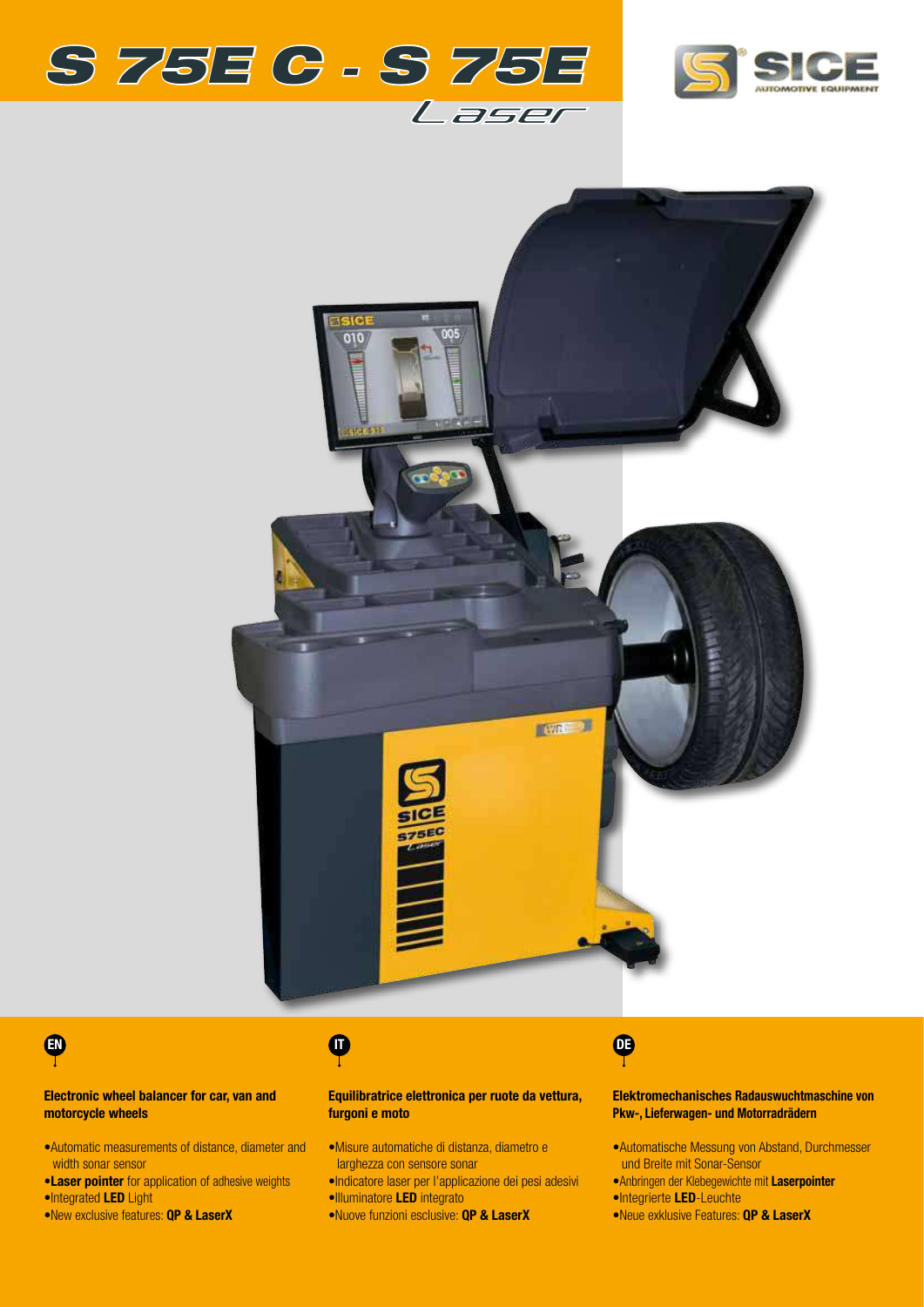# S 75E C - S 75E Laser

SICE AUTOMOTIVE EQUIPMENT

EN

**Electronic wheel balancer for car, van and motorcycle wheels**

- Automatic measurements of distance, diameter and width sonar sensor
- **Laser pointer** for application of adhesive weights
- Integrated **LED** Light
- New exclusive features: **QP & LaserX**

IT

**Equilibratrice elettronica per ruote da vettura, furgoni e moto**

- Misure automatiche di distanza, diametro e larghezza con sensore sonar
- Indicatore laser per l'applicazione dei pesi adesivi
- Illuminatore **LED** integrato
- Nuove funzioni esclusive: **QP & LaserX**

DE

**Elektromechanisches Radauswuchtmaschine von Pkw-, Lieferwagen- und Motorradrädern**

- Automatische Messung von Abstand, Durchmesser und Breite mit Sonar-Sensor
- Anbringen der Klebegewichte mit **Laserpointer**
- Integrierte **LED**-Leuchte
- Neue exklusive Features: **QP & LaserX**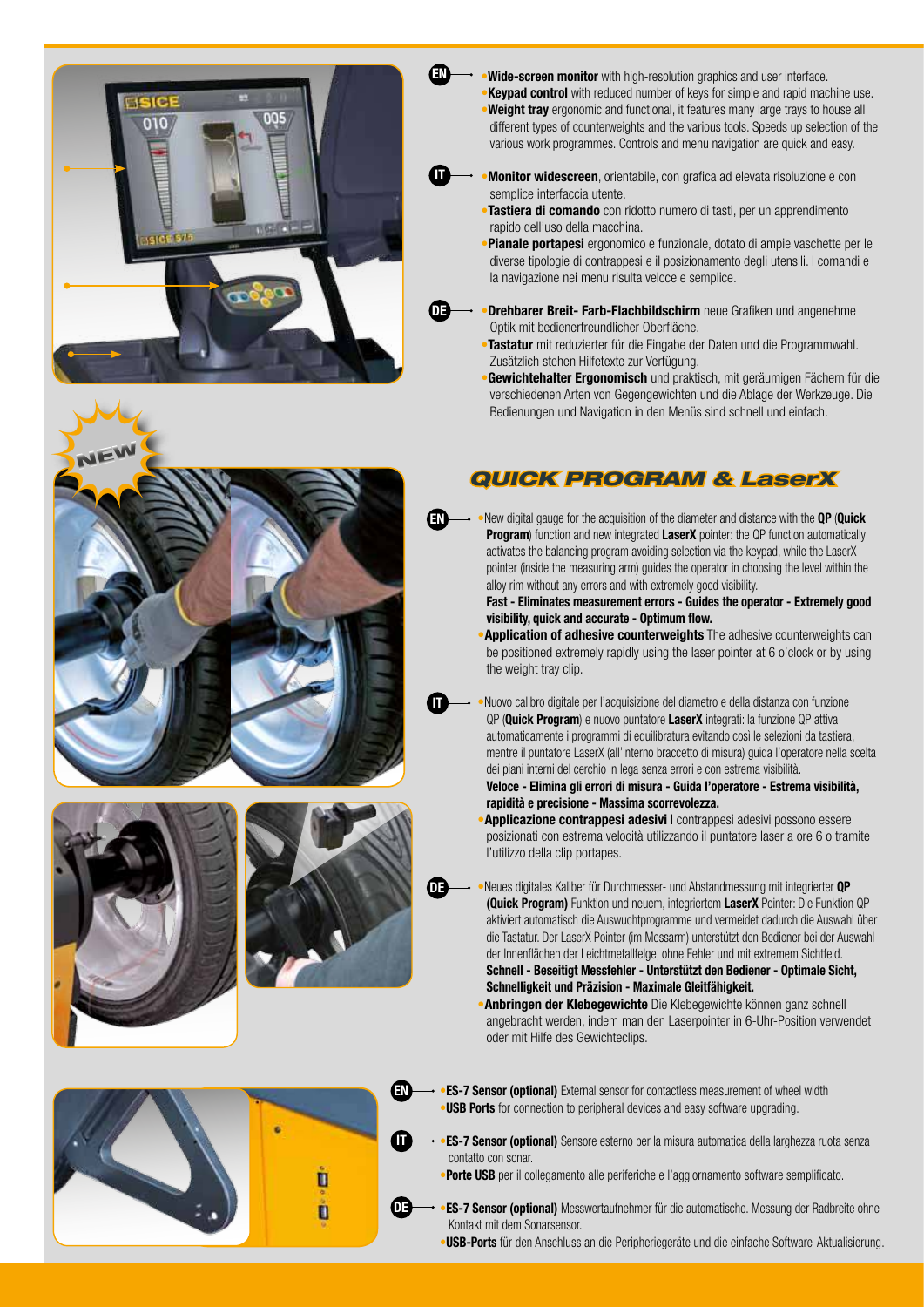**EN**

- **Wide-screen monitor** with high-resolution graphics and user interface.
- **Keypad control** with reduced number of keys for simple and rapid machine use.
- **Weight tray** ergonomic and functional, it features many large trays to house all different types of counterweights and the various tools. Speeds up selection of the various work programmes. Controls and menu navigation are quick and easy.

**IT**

- **Monitor widescreen**, orientabile, con grafica ad elevata risoluzione e con semplice interfaccia utente.
- **Tastiera di comando** con ridotto numero di tasti, per un apprendimento rapido dell'uso della macchina.
- **Pianale portapesi** ergonomico e funzionale, dotato di ampie vaschette per le diverse tipologie di contrappesi e il posizionamento degli utensili. I comandi e la navigazione nei menu risulta veloce e semplice.

**DE**

- **Drehbarer Breit- Farb-Flachbildschirm** neue Grafiken und angenehme Optik mit bedienerfreundlicher Oberfläche.
- **Tastatur** mit reduzierter für die Eingabe der Daten und die Programmwahl. Zusätzlich stehen Hilfetexte zur Verfügung.
- **Gewichtehalter Ergonomisch** und praktisch, mit geräumigen Fächern für die verschiedenen Arten von Gegengewichten und die Ablage der Werkzeuge. Die Bedienungen und Navigation in den Menüs sind schnell und einfach.

NEW

## QUICK PROGRAM & LaserX

**EN**

- New digital gauge for the acquisition of the diameter and distance with the **QP** (**Quick Program**) function and new integrated **LaserX** pointer: the QP function automatically activates the balancing program avoiding selection via the keypad, while the LaserX pointer (inside the measuring arm) guides the operator in choosing the level within the alloy rim without any errors and with extremely good visibility.
  **Fast - Eliminates measurement errors - Guides the operator - Extremely good visibility, quick and accurate - Optimum flow.**
- **Application of adhesive counterweights** The adhesive counterweights can be positioned extremely rapidly using the laser pointer at 6 o'clock or by using the weight tray clip.

**IT**

- Nuovo calibro digitale per l'acquisizione del diametro e della distanza con funzione QP (**Quick Program**) e nuovo puntatore **LaserX** integrati: la funzione QP attiva automaticamente i programmi di equilibratura evitando così le selezioni da tastiera, mentre il puntatore LaserX (all'interno braccetto di misura) guida l'operatore nella scelta dei piani interni del cerchio in lega senza errori e con estrema visibilità.
  **Veloce - Elimina gli errori di misura - Guida l'operatore - Estrema visibilità, rapidità e precisione - Massima scorrevolezza.**
- **Applicazione contrappesi adesivi** I contrappesi adesivi possono essere posizionati con estrema velocità utilizzando il puntatore laser a ore 6 o tramite l'utilizzo della clip portapes.

**DE**

- Neues digitales Kaliber für Durchmesser- und Abstandmessung mit integrierter **QP (Quick Program)** Funktion und neuem, integriertem **LaserX** Pointer: Die Funktion QP aktiviert automatisch die Auswuchtprogramme und vermeidet dadurch die Auswahl über die Tastatur. Der LaserX Pointer (im Messarm) unterstützt den Bediener bei der Auswahl der Innenflächen der Leichtmetallfelge, ohne Fehler und mit extremem Sichtfeld.
  **Schnell - Beseitigt Messfehler - Unterstützt den Bediener - Optimale Sicht, Schnelligkeit und Präzision - Maximale Gleitfähigkeit.**
- **Anbringen der Klebegewichte** Die Klebegewichte können ganz schnell angebracht werden, indem man den Laserpointer in 6-Uhr-Position verwendet oder mit Hilfe des Gewichteclips.

**EN**

- **ES-7 Sensor (optional)** External sensor for contactless measurement of wheel width
- **USB Ports** for connection to peripheral devices and easy software upgrading.

**IT**

- **ES-7 Sensor (optional)** Sensore esterno per la misura automatica della larghezza ruota senza contatto con sonar.
- **Porte USB** per il collegamento alle periferiche e l'aggiornamento software semplificato.

**DE**

- **ES-7 Sensor (optional)** Messwertaufnehmer für die automatische. Messung der Radbreite ohne Kontakt mit dem Sonarsensor.
- **USB-Ports** für den Anschluss an die Peripheriegeräte und die einfache Software-Aktualisierung.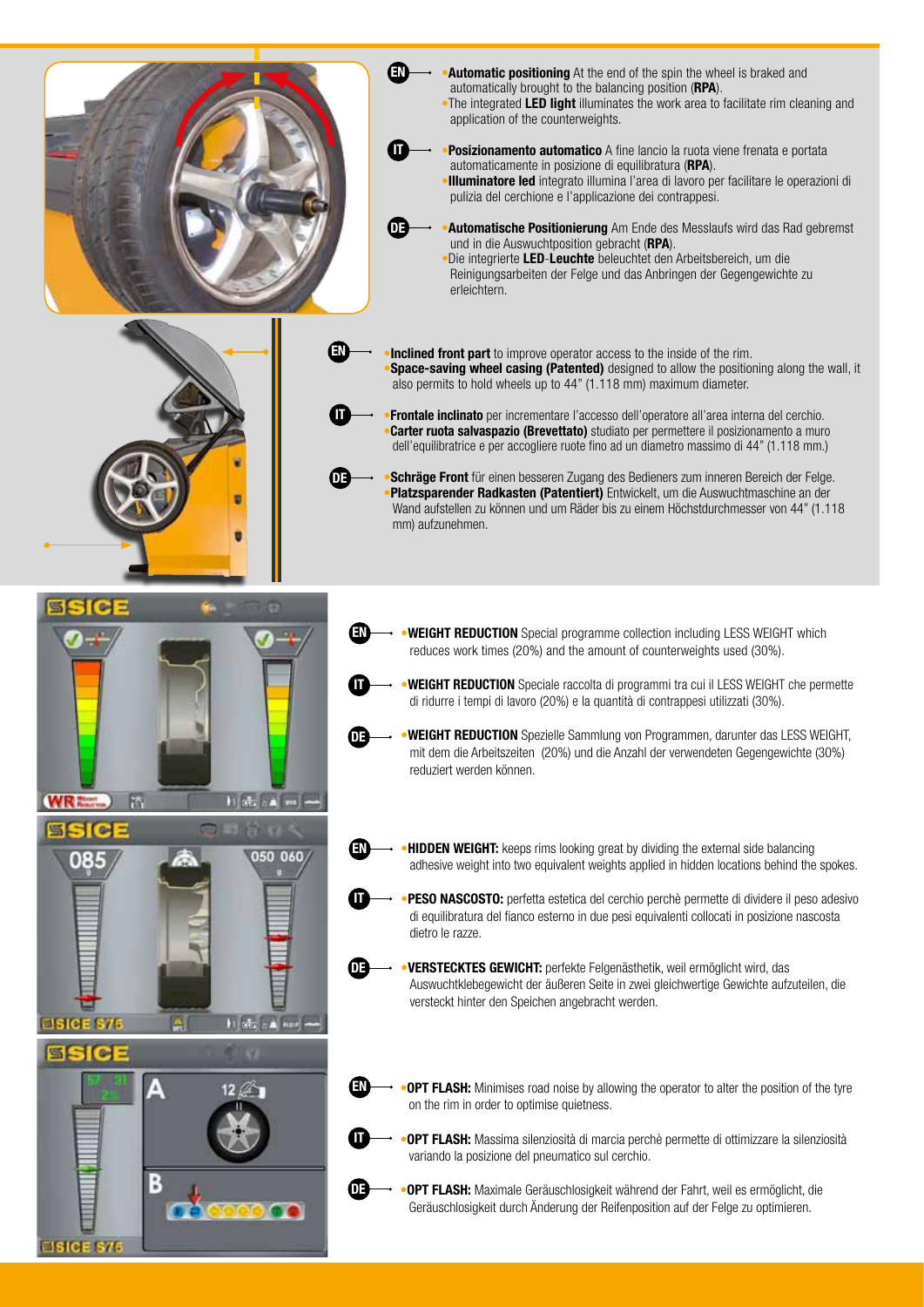**EN**

- **Automatic positioning** At the end of the spin the wheel is braked and automatically brought to the balancing position (**RPA**).
- The integrated **LED light** illuminates the work area to facilitate rim cleaning and application of the counterweights.

**IT**

- **Posizionamento automatico** A fine lancio la ruota viene frenata e portata automaticamente in posizione di equilibratura (**RPA**).
- **Illuminatore led** integrato illumina l'area di lavoro per facilitare le operazioni di pulizia del cerchione e l'applicazione dei contrappesi.

**DE**

- **Automatische Positionierung** Am Ende des Messlaufs wird das Rad gebremst und in die Auswuchtposition gebracht (**RPA**).
- Die integrierte **LED**-**Leuchte** beleuchtet den Arbeitsbereich, um die Reinigungsarbeiten der Felge und das Anbringen der Gegengewichte zu erleichtern.

**EN**

- **Inclined front part** to improve operator access to the inside of the rim.
- **Space-saving wheel casing (Patented)** designed to allow the positioning along the wall, it also permits to hold wheels up to 44" (1.118 mm) maximum diameter.

**IT**

- **Frontale inclinato** per incrementare l'accesso dell'operatore all'area interna del cerchio.
- **Carter ruota salvaspazio (Brevettato)** studiato per permettere il posizionamento a muro dell'equilibratrice e per accogliere ruote fino ad un diametro massimo di 44" (1.118 mm.)

**DE**

- **Schräge Front** für einen besseren Zugang des Bedieners zum inneren Bereich der Felge.
- **Platzsparender Radkasten (Patentiert)** Entwickelt, um die Auswuchtmaschine an der Wand aufstellen zu können und um Räder bis zu einem Höchstdurchmesser von 44" (1.118 mm) aufzunehmen.

**EN**

- **WEIGHT REDUCTION** Special programme collection including LESS WEIGHT which reduces work times (20%) and the amount of counterweights used (30%).

**IT**

- **WEIGHT REDUCTION** Speciale raccolta di programmi tra cui il LESS WEIGHT che permette di ridurre i tempi di lavoro (20%) e la quantità di contrappesi utilizzati (30%).

**DE**

- **WEIGHT REDUCTION** Spezielle Sammlung von Programmen, darunter das LESS WEIGHT, mit dem die Arbeitszeiten (20%) und die Anzahl der verwendeten Gegengewichte (30%) reduziert werden können.

**EN**

- **HIDDEN WEIGHT:** keeps rims looking great by dividing the external side balancing adhesive weight into two equivalent weights applied in hidden locations behind the spokes.

**IT**

- **PESO NASCOSTO:** perfetta estetica del cerchio perchè permette di dividere il peso adesivo di equilibratura del fianco esterno in due pesi equivalenti collocati in posizione nascosta dietro le razze.

**DE**

- **VERSTECKTES GEWICHT:** perfekte Felgenästhetik, weil ermöglicht wird, das Auswuchtklebegewicht der äußeren Seite in zwei gleichwertige Gewichte aufzuteilen, die versteckt hinter den Speichen angebracht werden.

**EN**

- **OPT FLASH:** Minimises road noise by allowing the operator to alter the position of the tyre on the rim in order to optimise quietness.

**IT**

- **OPT FLASH:** Massima silenziosità di marcia perchè permette di ottimizzare la silenziosità variando la posizione del pneumatico sul cerchio.

**DE**

- **OPT FLASH:** Maximale Geräuschlosigkeit während der Fahrt, weil es ermöglicht, die Geräuschlosigkeit durch Änderung der Reifenposition auf der Felge zu optimieren.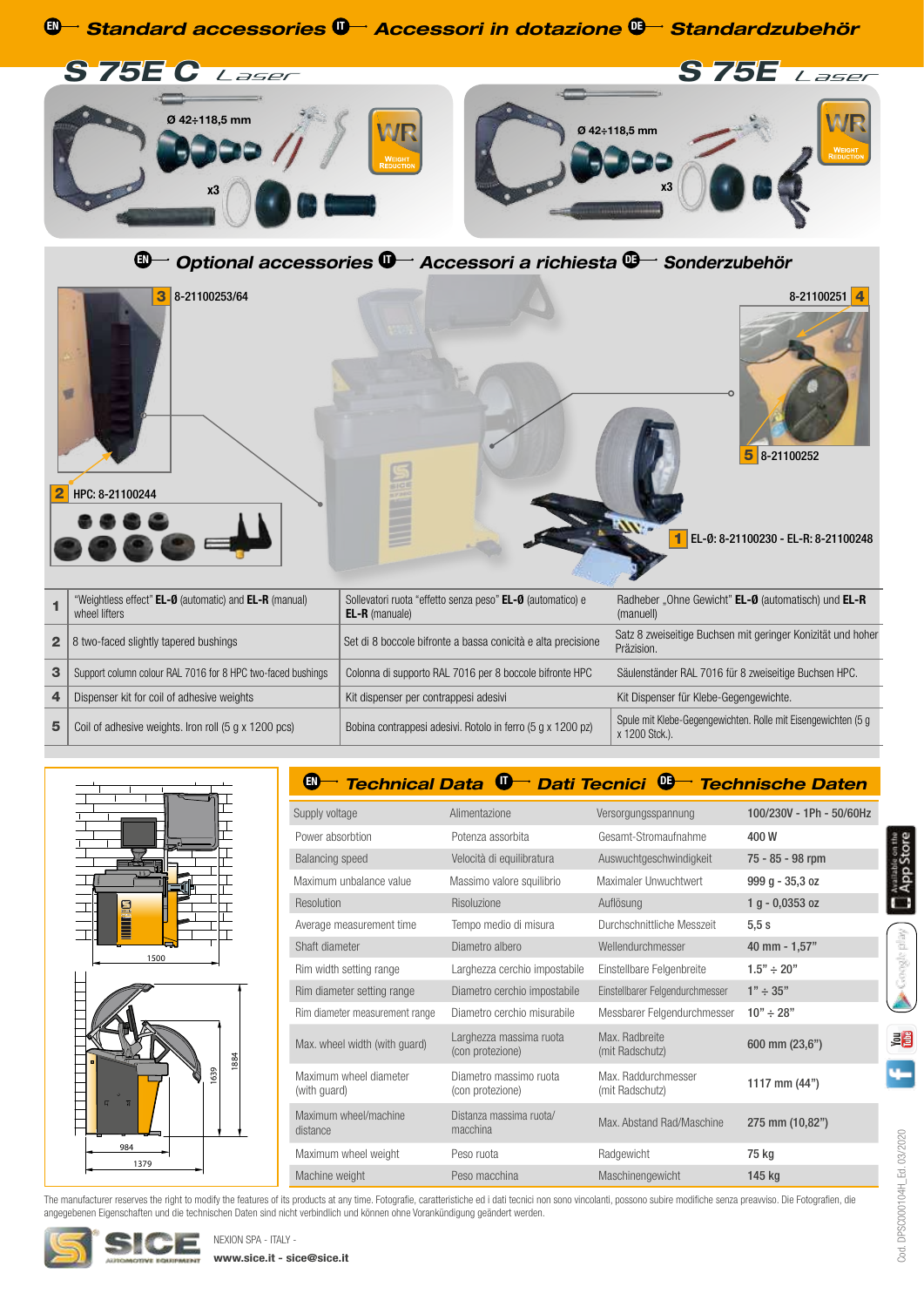# EN — Standard accessories IT — Accessori in dotazione DE — Standardzubehör

## S 75E C Laser

Ø 42÷118,5 mm

x3

WR WEIGHT REDUCTION

## S 75E Laser

Ø 42÷118,5 mm

x3

WR WEIGHT REDUCTION

# EN — Optional accessories IT — Accessori a richiesta DE — Sonderzubehör

3 8-21100253/64

8-21100251 4

5 8-21100252

2 HPC: 8-21100244

1 EL-Ø: 8-21100230 - EL-R: 8-21100248

| | | | |
|---|---|---|---|
| 1 | "Weightless effect" **EL-Ø** (automatic) and **EL-R** (manual) wheel lifters | Sollevatori ruota "effetto senza peso" **EL-Ø** (automatico) e **EL-R** (manuale) | Radheber „Ohne Gewicht" **EL-Ø** (automatisch) und **EL-R** (manuell) |
| 2 | 8 two-faced slightly tapered bushings | Set di 8 boccole bifronte a bassa conicità e alta precisione | Satz 8 zweiseitige Buchsen mit geringer Konizität und hoher Präzision. |
| 3 | Support column colour RAL 7016 for 8 HPC two-faced bushings | Colonna di supporto RAL 7016 per 8 boccole bifronte HPC | Säulenständer RAL 7016 für 8 zweiseitige Buchsen HPC. |
| 4 | Dispenser kit for coil of adhesive weights | Kit dispenser per contrappesi adesivi | Kit Dispenser für Klebe-Gegengewichte. |
| 5 | Coil of adhesive weights. Iron roll (5 g x 1200 pcs) | Bobina contrappesi adesivi. Rotolo in ferro (5 g x 1200 pz) | Spule mit Klebe-Gegengewichten. Rolle mit Eisengewichten (5 g x 1200 Stck.). |

1500

1639

1884

984

1379

# EN — Technical Data IT — Dati Tecnici DE — Technische Daten

| | | | |
|---|---|---|---|
| Supply voltage | Alimentazione | Versorgungsspannung | 100/230V - 1Ph - 50/60Hz |
| Power absorbtion | Potenza assorbita | Gesamt-Stromaufnahme | 400 W |
| Balancing speed | Velocità di equilibratura | Auswuchtgeschwindigkeit | 75 - 85 - 98 rpm |
| Maximum unbalance value | Massimo valore squilibrio | Maximaler Unwuchtwert | 999 g - 35,3 oz |
| Resolution | Risoluzione | Auflösung | 1 g - 0,0353 oz |
| Average measurement time | Tempo medio di misura | Durchschnittliche Messzeit | 5,5 s |
| Shaft diameter | Diametro albero | Wellendurchmesser | 40 mm - 1,57" |
| Rim width setting range | Larghezza cerchio impostabile | Einstellbare Felgenbreite | 1.5" ÷ 20" |
| Rim diameter setting range | Diametro cerchio impostabile | Einstellbarer Felgendurchmesser | 1" ÷ 35" |
| Rim diameter measurement range | Diametro cerchio misurabile | Messbarer Felgendurchmesser | 10" ÷ 28" |
| Max. wheel width (with guard) | Larghezza massima ruota (con protezione) | Max. Radbreite (mit Radschutz) | 600 mm (23,6") |
| Maximum wheel diameter (with guard) | Diametro massimo ruota (con protezione) | Max. Raddurchmesser (mit Radschutz) | 1117 mm (44") |
| Maximum wheel/machine distance | Distanza massima ruota/ macchina | Max. Abstand Rad/Maschine | 275 mm (10,82") |
| Maximum wheel weight | Peso ruota | Radgewicht | 75 kg |
| Machine weight | Peso macchina | Maschinengewicht | 145 kg |

The manufacturer reserves the right to modify the features of its products at any time. Fotografie, caratteristiche ed i dati tecnici non sono vincolanti, possono subire modifiche senza preavviso. Die Fotografien, die angegebenen Eigenschaften und die technischen Daten sind nicht verbindlich und können ohne Vorankündigung geändert werden.

SICE AUTOMOTIVE EQUIPMENT

NEXION SPA - ITALY -

**www.sice.it - sice@sice.it**

Cod. DPSC000104H_Ed. 03/2020